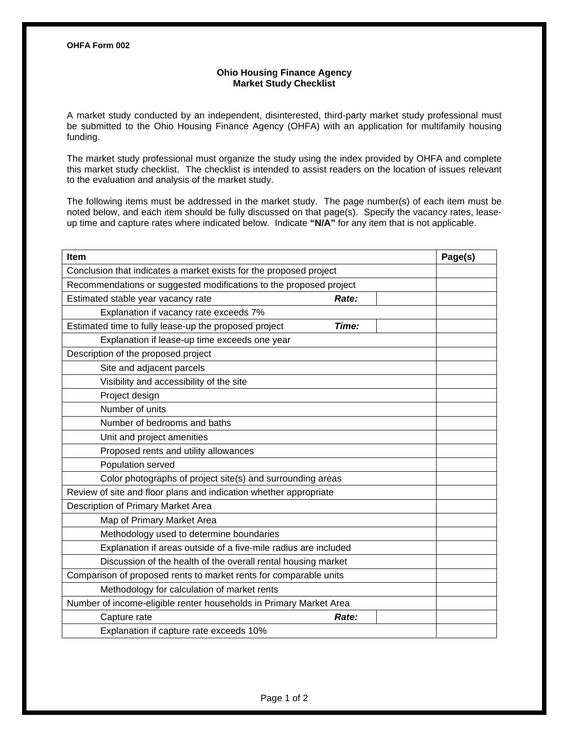OHFA Form 002

# Ohio Housing Finance Agency
## Market Study Checklist

A market study conducted by an independent, disinterested, third-party market study professional must be submitted to the Ohio Housing Finance Agency (OHFA) with an application for multifamily housing funding.

The market study professional must organize the study using the index provided by OHFA and complete this market study checklist. The checklist is intended to assist readers on the location of issues relevant to the evaluation and analysis of the market study.

The following items must be addressed in the market study. The page number(s) of each item must be noted below, and each item should be fully discussed on that page(s). Specify the vacancy rates, lease-up time and capture rates where indicated below. Indicate **"N/A"** for any item that is not applicable.

| Item | | | Page(s) |
|---|---|---|---|
| Conclusion that indicates a market exists for the proposed project | | | |
| Recommendations or suggested modifications to the proposed project | | | |
| Estimated stable year vacancy rate | ***Rate:*** | | |
| &emsp;Explanation if vacancy rate exceeds 7% | | | |
| Estimated time to fully lease-up the proposed project | ***Time:*** | | |
| &emsp;Explanation if lease-up time exceeds one year | | | |
| Description of the proposed project | | | |
| &emsp;Site and adjacent parcels | | | |
| &emsp;Visibility and accessibility of the site | | | |
| &emsp;Project design | | | |
| &emsp;Number of units | | | |
| &emsp;Number of bedrooms and baths | | | |
| &emsp;Unit and project amenities | | | |
| &emsp;Proposed rents and utility allowances | | | |
| &emsp;Population served | | | |
| &emsp;Color photographs of project site(s) and surrounding areas | | | |
| Review of site and floor plans and indication whether appropriate | | | |
| Description of Primary Market Area | | | |
| &emsp;Map of Primary Market Area | | | |
| &emsp;Methodology used to determine boundaries | | | |
| &emsp;Explanation if areas outside of a five-mile radius are included | | | |
| &emsp;Discussion of the health of the overall rental housing market | | | |
| Comparison of proposed rents to market rents for comparable units | | | |
| &emsp;Methodology for calculation of market rents | | | |
| Number of income-eligible renter households in Primary Market Area | | | |
| &emsp;Capture rate | ***Rate:*** | | |
| &emsp;Explanation if capture rate exceeds 10% | | | |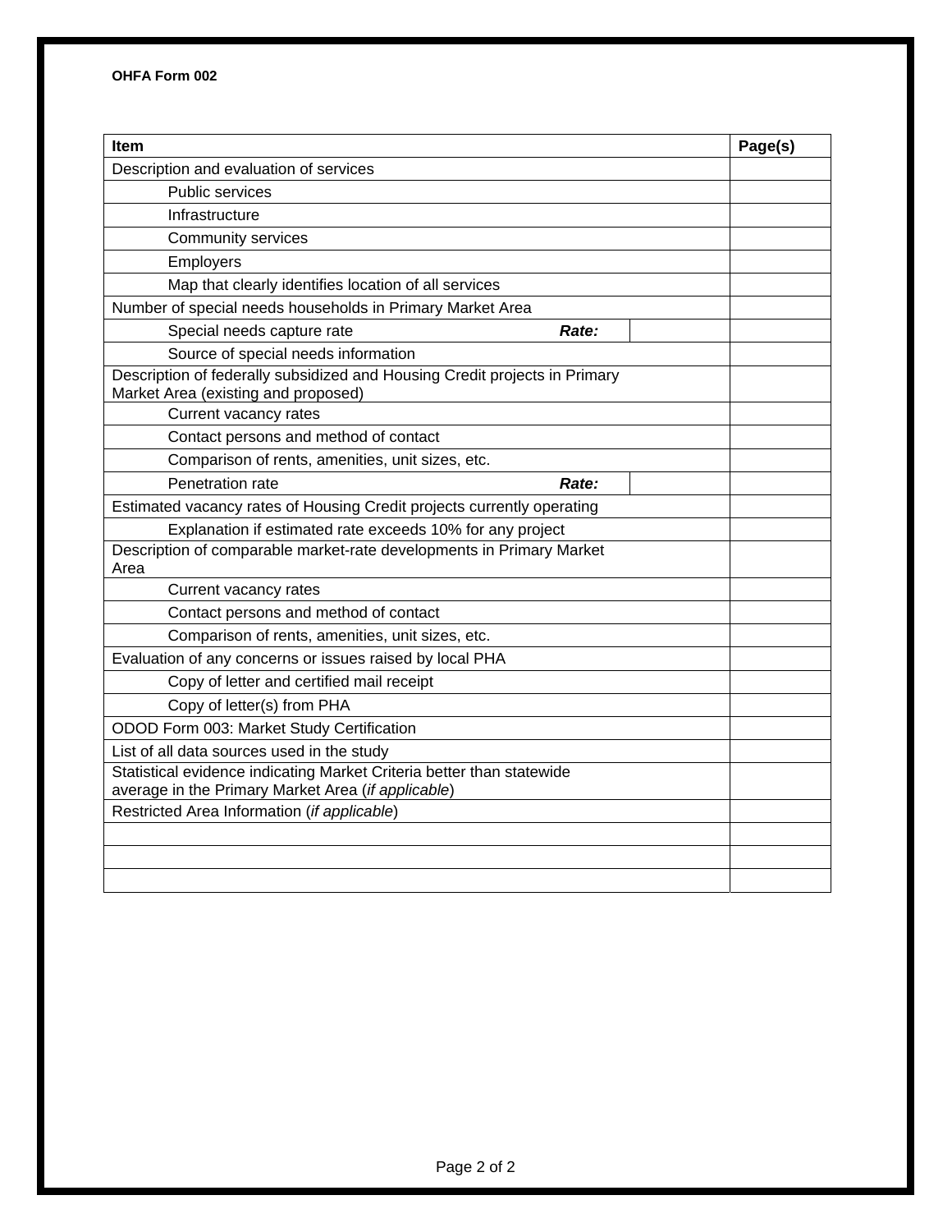OHFA Form 002

| Item | | Page(s) |
|---|---|---|
| Description and evaluation of services | | |
| Public services | | |
| Infrastructure | | |
| Community services | | |
| Employers | | |
| Map that clearly identifies location of all services | | |
| Number of special needs households in Primary Market Area | | |
| Special needs capture rate ***Rate:*** | | |
| Source of special needs information | | |
| Description of federally subsidized and Housing Credit projects in Primary Market Area (existing and proposed) | | |
| Current vacancy rates | | |
| Contact persons and method of contact | | |
| Comparison of rents, amenities, unit sizes, etc. | | |
| Penetration rate ***Rate:*** | | |
| Estimated vacancy rates of Housing Credit projects currently operating | | |
| Explanation if estimated rate exceeds 10% for any project | | |
| Description of comparable market-rate developments in Primary Market Area | | |
| Current vacancy rates | | |
| Contact persons and method of contact | | |
| Comparison of rents, amenities, unit sizes, etc. | | |
| Evaluation of any concerns or issues raised by local PHA | | |
| Copy of letter and certified mail receipt | | |
| Copy of letter(s) from PHA | | |
| ODOD Form 003: Market Study Certification | | |
| List of all data sources used in the study | | |
| Statistical evidence indicating Market Criteria better than statewide average in the Primary Market Area (*if applicable*) | | |
| Restricted Area Information (*if applicable*) | | |
| | | |
| | | |
| | | |